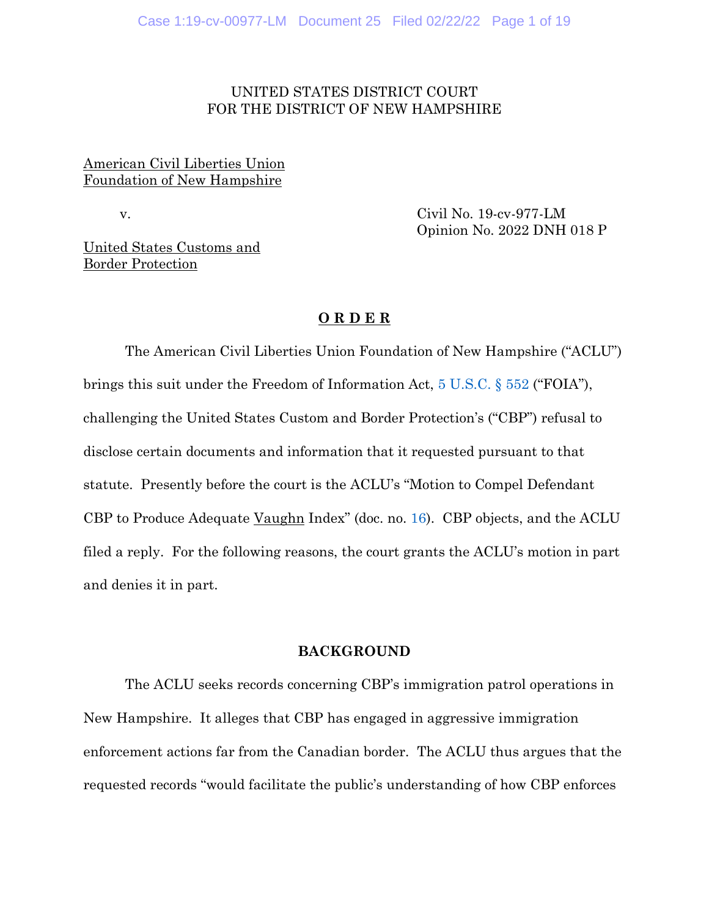UNITED STATES DISTRICT COURT
FOR THE DISTRICT OF NEW HAMPSHIRE

<u>American Civil Liberties Union Foundation of New Hampshire</u>

v.

Civil No. 19-cv-977-LM
Opinion No. 2022 DNH 018 P

<u>United States Customs and Border Protection</u>

**O R D E R**

The American Civil Liberties Union Foundation of New Hampshire ("ACLU") brings this suit under the Freedom of Information Act, 5 U.S.C. § 552 ("FOIA"), challenging the United States Custom and Border Protection's ("CBP") refusal to disclose certain documents and information that it requested pursuant to that statute. Presently before the court is the ACLU's "Motion to Compel Defendant CBP to Produce Adequate <u>Vaughn</u> Index" (doc. no. 16). CBP objects, and the ACLU filed a reply. For the following reasons, the court grants the ACLU's motion in part and denies it in part.

**BACKGROUND**

The ACLU seeks records concerning CBP's immigration patrol operations in New Hampshire. It alleges that CBP has engaged in aggressive immigration enforcement actions far from the Canadian border. The ACLU thus argues that the requested records "would facilitate the public's understanding of how CBP enforces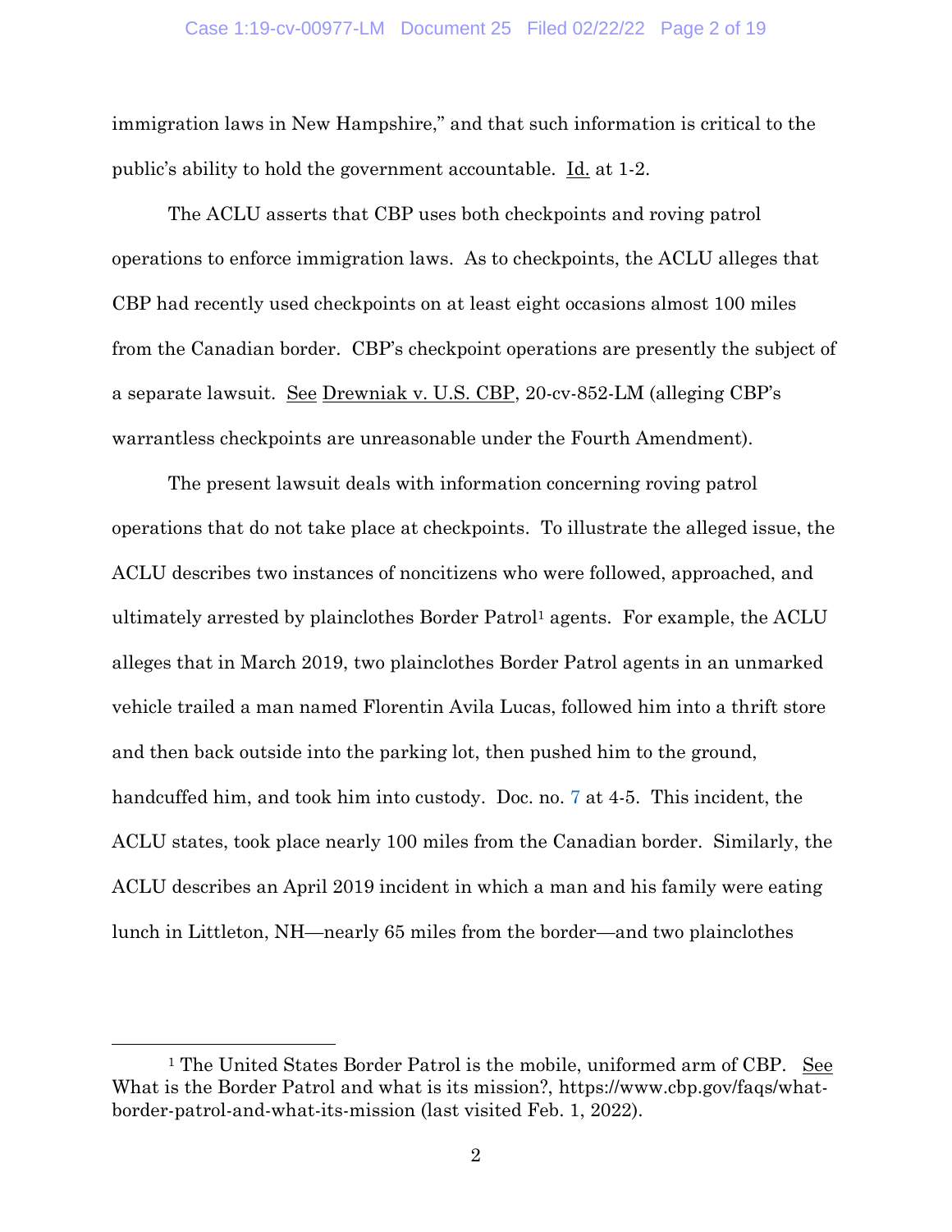immigration laws in New Hampshire," and that such information is critical to the public's ability to hold the government accountable. Id. at 1-2.

The ACLU asserts that CBP uses both checkpoints and roving patrol operations to enforce immigration laws. As to checkpoints, the ACLU alleges that CBP had recently used checkpoints on at least eight occasions almost 100 miles from the Canadian border. CBP's checkpoint operations are presently the subject of a separate lawsuit. See Drewniak v. U.S. CBP, 20-cv-852-LM (alleging CBP's warrantless checkpoints are unreasonable under the Fourth Amendment).

The present lawsuit deals with information concerning roving patrol operations that do not take place at checkpoints. To illustrate the alleged issue, the ACLU describes two instances of noncitizens who were followed, approached, and ultimately arrested by plainclothes Border Patrol[1] agents. For example, the ACLU alleges that in March 2019, two plainclothes Border Patrol agents in an unmarked vehicle trailed a man named Florentin Avila Lucas, followed him into a thrift store and then back outside into the parking lot, then pushed him to the ground, handcuffed him, and took him into custody. Doc. no. 7 at 4-5. This incident, the ACLU states, took place nearly 100 miles from the Canadian border. Similarly, the ACLU describes an April 2019 incident in which a man and his family were eating lunch in Littleton, NH—nearly 65 miles from the border—and two plainclothes

[1] The United States Border Patrol is the mobile, uniformed arm of CBP. See What is the Border Patrol and what is its mission?, https://www.cbp.gov/faqs/what-border-patrol-and-what-its-mission (last visited Feb. 1, 2022).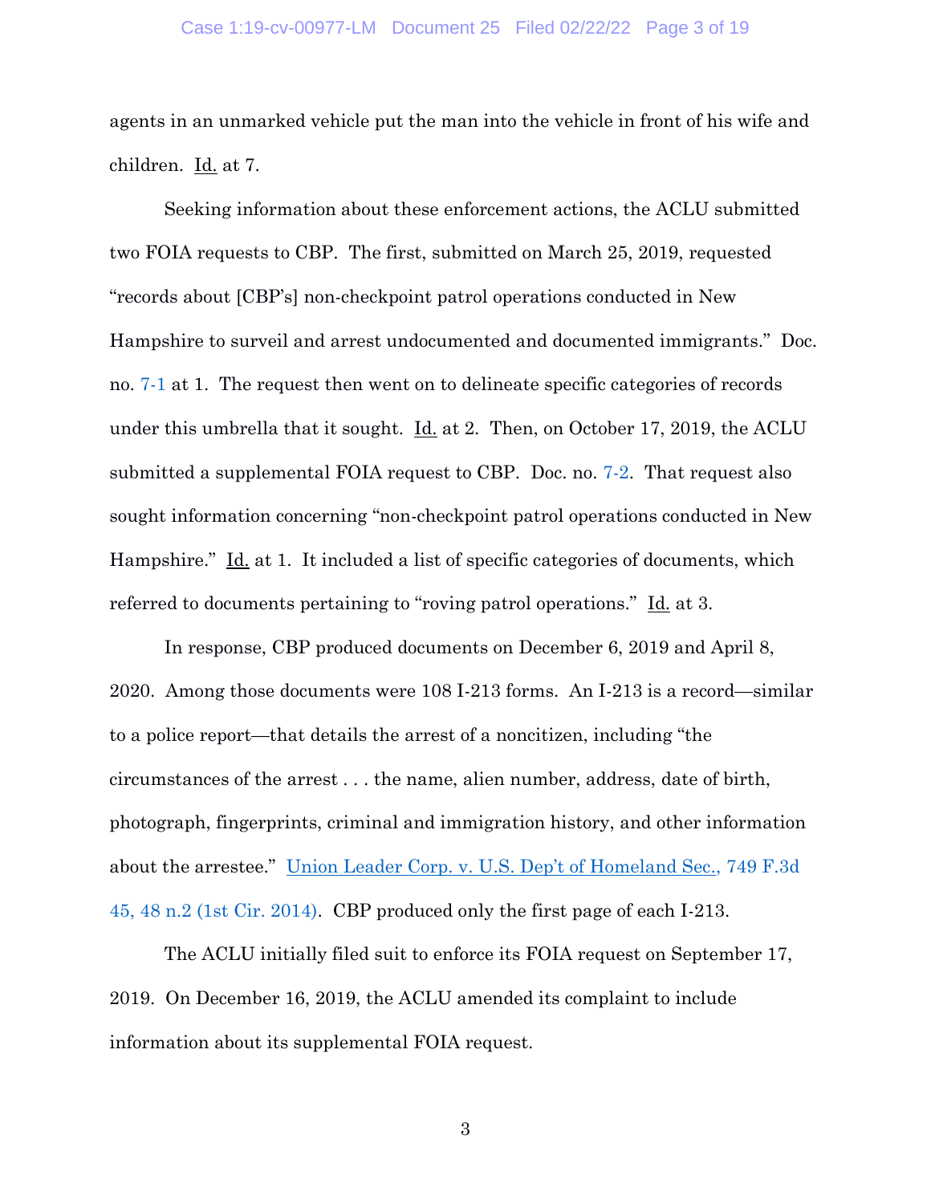agents in an unmarked vehicle put the man into the vehicle in front of his wife and children. Id. at 7.

Seeking information about these enforcement actions, the ACLU submitted two FOIA requests to CBP. The first, submitted on March 25, 2019, requested "records about [CBP's] non-checkpoint patrol operations conducted in New Hampshire to surveil and arrest undocumented and documented immigrants." Doc. no. 7-1 at 1. The request then went on to delineate specific categories of records under this umbrella that it sought. Id. at 2. Then, on October 17, 2019, the ACLU submitted a supplemental FOIA request to CBP. Doc. no. 7-2. That request also sought information concerning "non-checkpoint patrol operations conducted in New Hampshire." Id. at 1. It included a list of specific categories of documents, which referred to documents pertaining to "roving patrol operations." Id. at 3.

In response, CBP produced documents on December 6, 2019 and April 8, 2020. Among those documents were 108 I-213 forms. An I-213 is a record—similar to a police report—that details the arrest of a noncitizen, including "the circumstances of the arrest . . . the name, alien number, address, date of birth, photograph, fingerprints, criminal and immigration history, and other information about the arrestee." Union Leader Corp. v. U.S. Dep't of Homeland Sec., 749 F.3d 45, 48 n.2 (1st Cir. 2014). CBP produced only the first page of each I-213.

The ACLU initially filed suit to enforce its FOIA request on September 17, 2019. On December 16, 2019, the ACLU amended its complaint to include information about its supplemental FOIA request.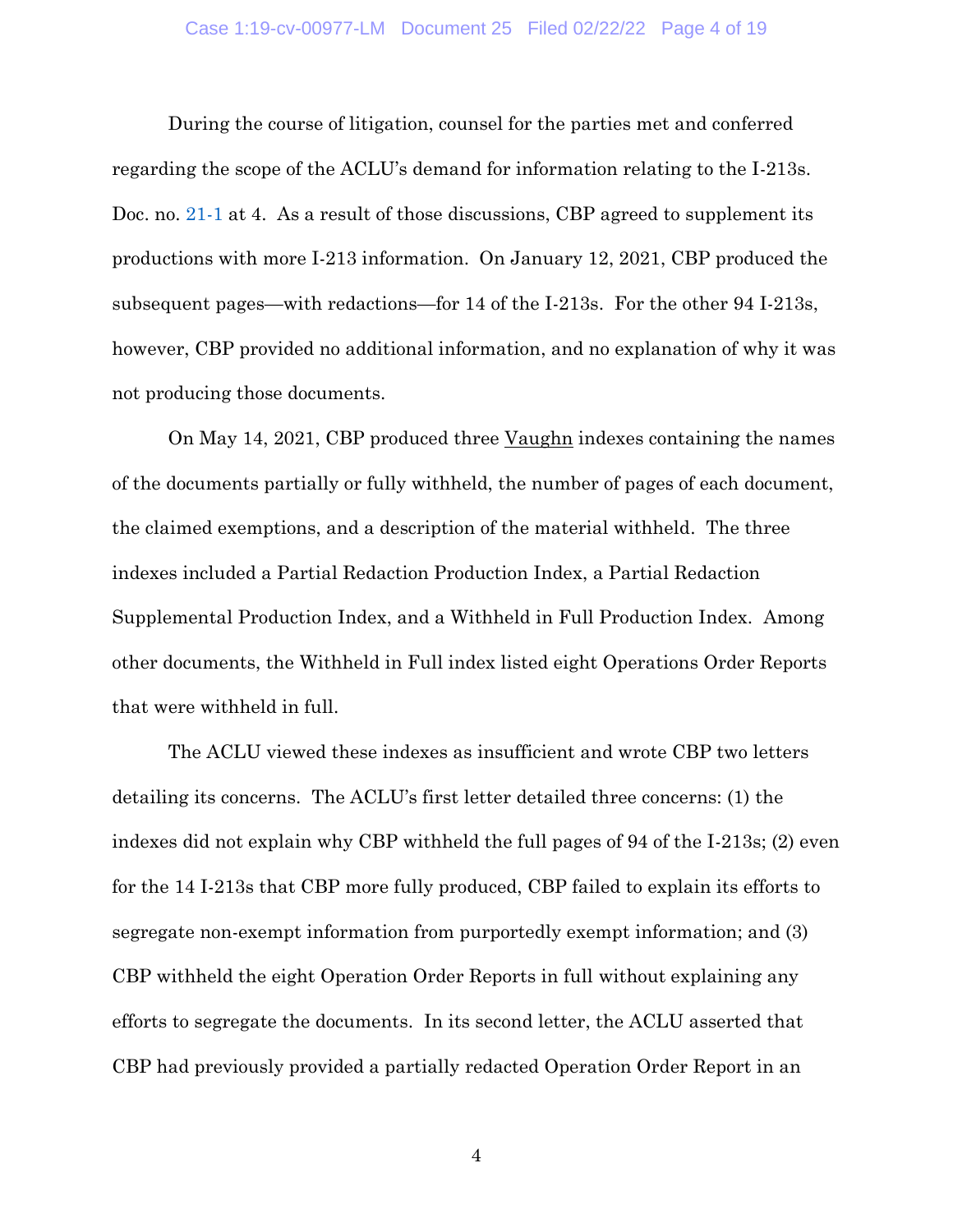During the course of litigation, counsel for the parties met and conferred regarding the scope of the ACLU's demand for information relating to the I-213s. Doc. no. 21-1 at 4. As a result of those discussions, CBP agreed to supplement its productions with more I-213 information. On January 12, 2021, CBP produced the subsequent pages—with redactions—for 14 of the I-213s. For the other 94 I-213s, however, CBP provided no additional information, and no explanation of why it was not producing those documents.

On May 14, 2021, CBP produced three Vaughn indexes containing the names of the documents partially or fully withheld, the number of pages of each document, the claimed exemptions, and a description of the material withheld. The three indexes included a Partial Redaction Production Index, a Partial Redaction Supplemental Production Index, and a Withheld in Full Production Index. Among other documents, the Withheld in Full index listed eight Operations Order Reports that were withheld in full.

The ACLU viewed these indexes as insufficient and wrote CBP two letters detailing its concerns. The ACLU's first letter detailed three concerns: (1) the indexes did not explain why CBP withheld the full pages of 94 of the I-213s; (2) even for the 14 I-213s that CBP more fully produced, CBP failed to explain its efforts to segregate non-exempt information from purportedly exempt information; and (3) CBP withheld the eight Operation Order Reports in full without explaining any efforts to segregate the documents. In its second letter, the ACLU asserted that CBP had previously provided a partially redacted Operation Order Report in an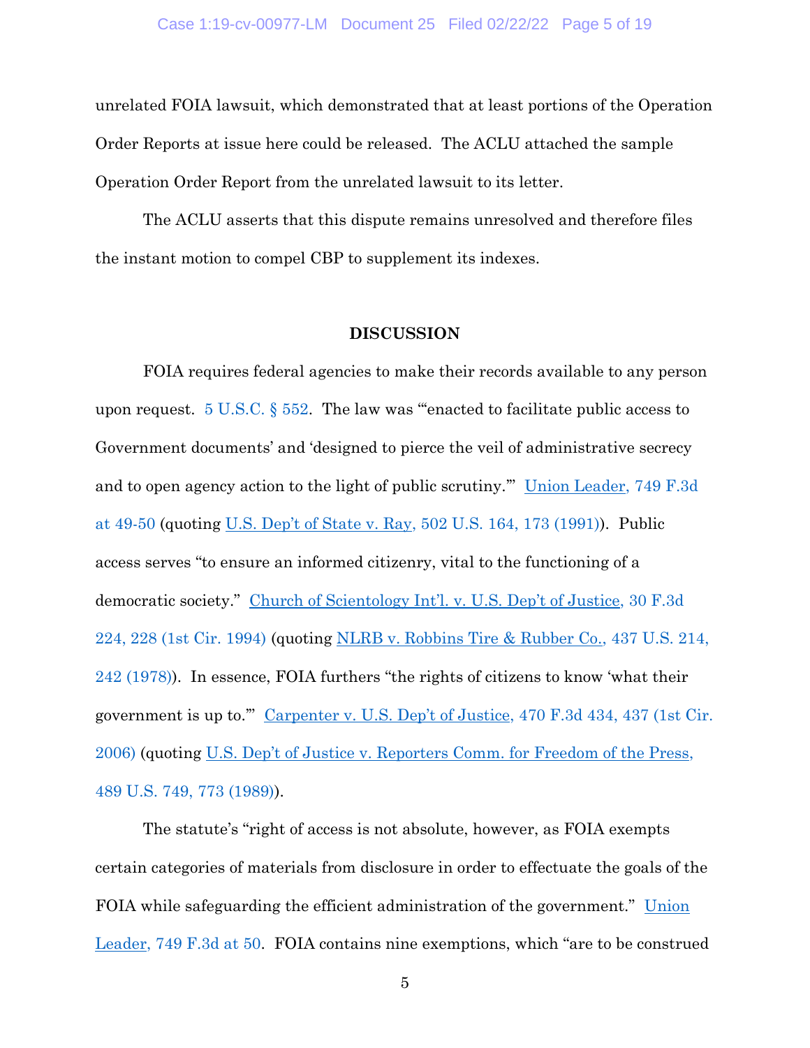unrelated FOIA lawsuit, which demonstrated that at least portions of the Operation Order Reports at issue here could be released. The ACLU attached the sample Operation Order Report from the unrelated lawsuit to its letter.

The ACLU asserts that this dispute remains unresolved and therefore files the instant motion to compel CBP to supplement its indexes.

## DISCUSSION

FOIA requires federal agencies to make their records available to any person upon request. 5 U.S.C. § 552. The law was "'enacted to facilitate public access to Government documents' and 'designed to pierce the veil of administrative secrecy and to open agency action to the light of public scrutiny.'" Union Leader, 749 F.3d at 49-50 (quoting U.S. Dep't of State v. Ray, 502 U.S. 164, 173 (1991)). Public access serves "to ensure an informed citizenry, vital to the functioning of a democratic society." Church of Scientology Int'l. v. U.S. Dep't of Justice, 30 F.3d 224, 228 (1st Cir. 1994) (quoting NLRB v. Robbins Tire & Rubber Co., 437 U.S. 214, 242 (1978)). In essence, FOIA furthers "the rights of citizens to know 'what their government is up to.'" Carpenter v. U.S. Dep't of Justice, 470 F.3d 434, 437 (1st Cir. 2006) (quoting U.S. Dep't of Justice v. Reporters Comm. for Freedom of the Press, 489 U.S. 749, 773 (1989)).

The statute's "right of access is not absolute, however, as FOIA exempts certain categories of materials from disclosure in order to effectuate the goals of the FOIA while safeguarding the efficient administration of the government." Union Leader, 749 F.3d at 50. FOIA contains nine exemptions, which "are to be construed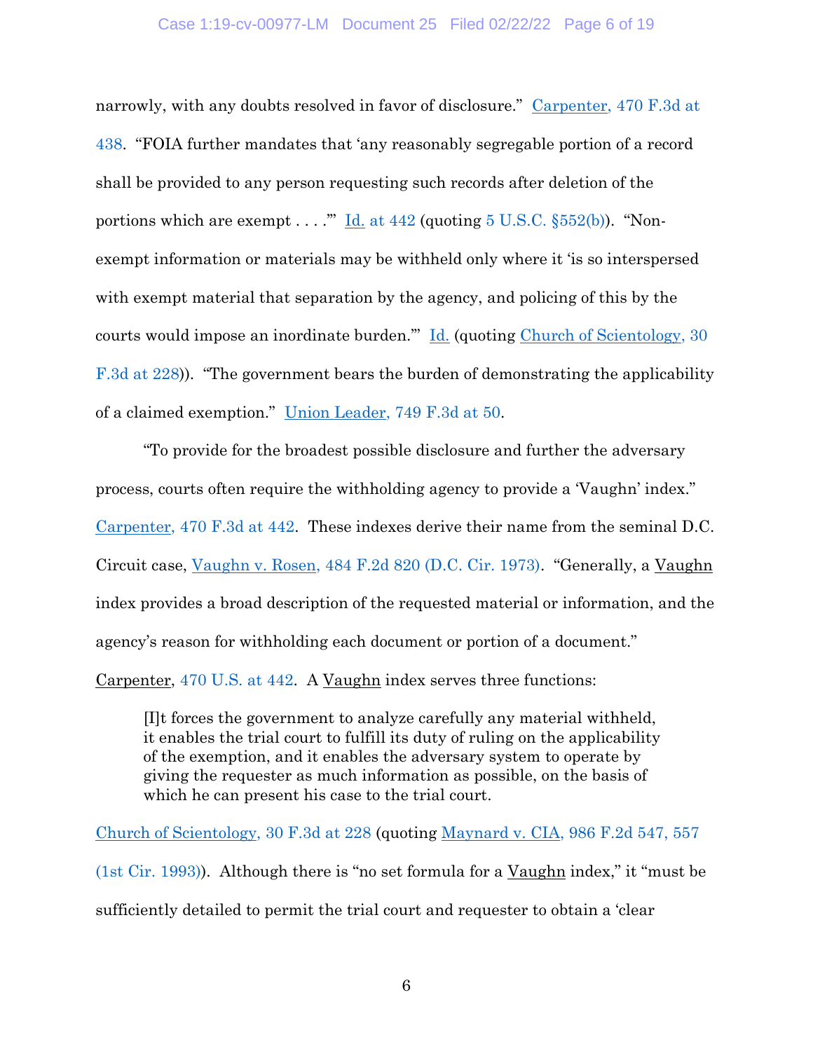narrowly, with any doubts resolved in favor of disclosure." Carpenter, 470 F.3d at 438. "FOIA further mandates that 'any reasonably segregable portion of a record shall be provided to any person requesting such records after deletion of the portions which are exempt . . . .'" Id. at 442 (quoting 5 U.S.C. §552(b)). "Non-exempt information or materials may be withheld only where it 'is so interspersed with exempt material that separation by the agency, and policing of this by the courts would impose an inordinate burden.'" Id. (quoting Church of Scientology, 30 F.3d at 228)). "The government bears the burden of demonstrating the applicability of a claimed exemption." Union Leader, 749 F.3d at 50.

"To provide for the broadest possible disclosure and further the adversary process, courts often require the withholding agency to provide a 'Vaughn' index." Carpenter, 470 F.3d at 442. These indexes derive their name from the seminal D.C. Circuit case, Vaughn v. Rosen, 484 F.2d 820 (D.C. Cir. 1973). "Generally, a Vaughn index provides a broad description of the requested material or information, and the agency's reason for withholding each document or portion of a document." Carpenter, 470 U.S. at 442. A Vaughn index serves three functions:

> [I]t forces the government to analyze carefully any material withheld, it enables the trial court to fulfill its duty of ruling on the applicability of the exemption, and it enables the adversary system to operate by giving the requester as much information as possible, on the basis of which he can present his case to the trial court.

Church of Scientology, 30 F.3d at 228 (quoting Maynard v. CIA, 986 F.2d 547, 557 (1st Cir. 1993)). Although there is "no set formula for a Vaughn index," it "must be sufficiently detailed to permit the trial court and requester to obtain a 'clear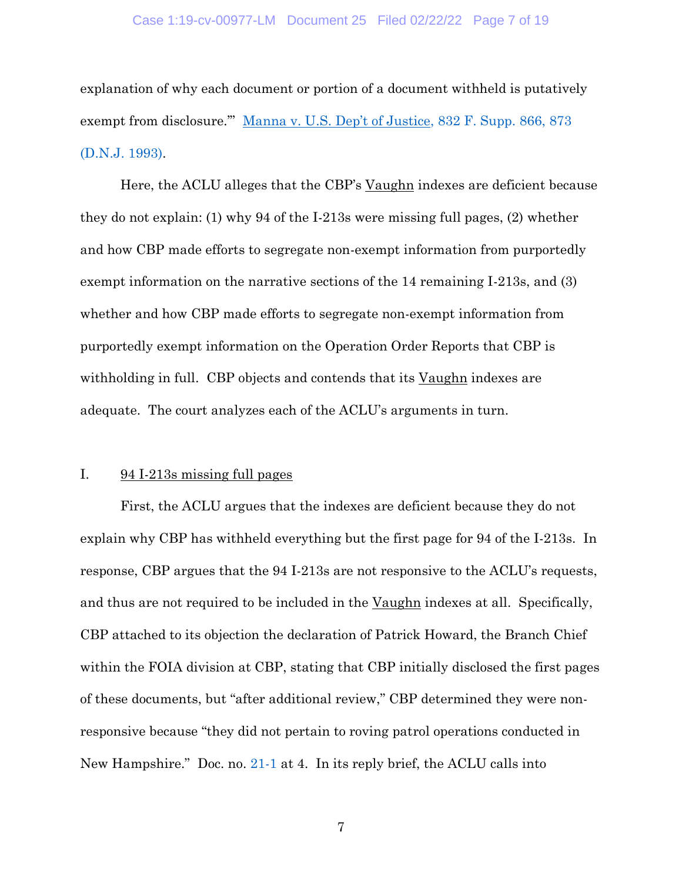explanation of why each document or portion of a document withheld is putatively exempt from disclosure.'" Manna v. U.S. Dep't of Justice, 832 F. Supp. 866, 873 (D.N.J. 1993).

Here, the ACLU alleges that the CBP's Vaughn indexes are deficient because they do not explain: (1) why 94 of the I-213s were missing full pages, (2) whether and how CBP made efforts to segregate non-exempt information from purportedly exempt information on the narrative sections of the 14 remaining I-213s, and (3) whether and how CBP made efforts to segregate non-exempt information from purportedly exempt information on the Operation Order Reports that CBP is withholding in full. CBP objects and contends that its Vaughn indexes are adequate. The court analyzes each of the ACLU's arguments in turn.

## I. 94 I-213s missing full pages

First, the ACLU argues that the indexes are deficient because they do not explain why CBP has withheld everything but the first page for 94 of the I-213s. In response, CBP argues that the 94 I-213s are not responsive to the ACLU's requests, and thus are not required to be included in the Vaughn indexes at all. Specifically, CBP attached to its objection the declaration of Patrick Howard, the Branch Chief within the FOIA division at CBP, stating that CBP initially disclosed the first pages of these documents, but "after additional review," CBP determined they were non-responsive because "they did not pertain to roving patrol operations conducted in New Hampshire." Doc. no. 21-1 at 4. In its reply brief, the ACLU calls into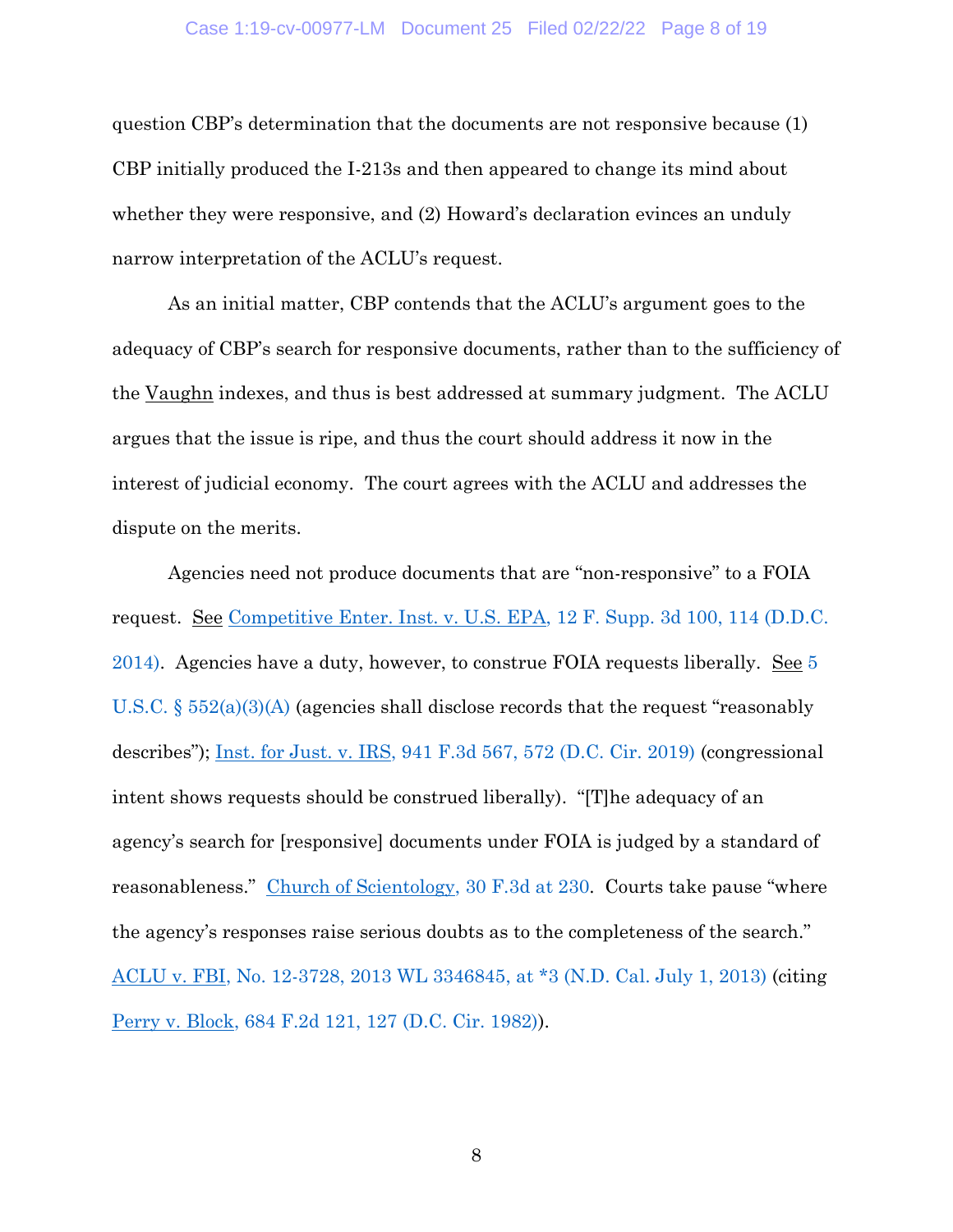question CBP's determination that the documents are not responsive because (1) CBP initially produced the I-213s and then appeared to change its mind about whether they were responsive, and (2) Howard's declaration evinces an unduly narrow interpretation of the ACLU's request.

As an initial matter, CBP contends that the ACLU's argument goes to the adequacy of CBP's search for responsive documents, rather than to the sufficiency of the Vaughn indexes, and thus is best addressed at summary judgment. The ACLU argues that the issue is ripe, and thus the court should address it now in the interest of judicial economy. The court agrees with the ACLU and addresses the dispute on the merits.

Agencies need not produce documents that are "non-responsive" to a FOIA request. See Competitive Enter. Inst. v. U.S. EPA, 12 F. Supp. 3d 100, 114 (D.D.C. 2014). Agencies have a duty, however, to construe FOIA requests liberally. See 5 U.S.C. § 552(a)(3)(A) (agencies shall disclose records that the request "reasonably describes"); Inst. for Just. v. IRS, 941 F.3d 567, 572 (D.C. Cir. 2019) (congressional intent shows requests should be construed liberally). "[T]he adequacy of an agency's search for [responsive] documents under FOIA is judged by a standard of reasonableness." Church of Scientology, 30 F.3d at 230. Courts take pause "where the agency's responses raise serious doubts as to the completeness of the search." ACLU v. FBI, No. 12-3728, 2013 WL 3346845, at *3 (N.D. Cal. July 1, 2013) (citing Perry v. Block, 684 F.2d 121, 127 (D.C. Cir. 1982)).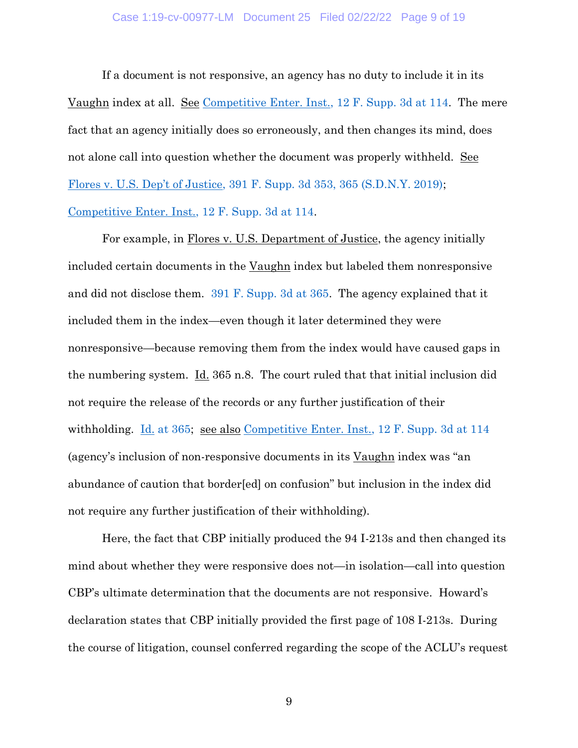If a document is not responsive, an agency has no duty to include it in its Vaughn index at all. See Competitive Enter. Inst., 12 F. Supp. 3d at 114. The mere fact that an agency initially does so erroneously, and then changes its mind, does not alone call into question whether the document was properly withheld. See Flores v. U.S. Dep't of Justice, 391 F. Supp. 3d 353, 365 (S.D.N.Y. 2019); Competitive Enter. Inst., 12 F. Supp. 3d at 114.

For example, in Flores v. U.S. Department of Justice, the agency initially included certain documents in the Vaughn index but labeled them nonresponsive and did not disclose them. 391 F. Supp. 3d at 365. The agency explained that it included them in the index—even though it later determined they were nonresponsive—because removing them from the index would have caused gaps in the numbering system. Id. 365 n.8. The court ruled that that initial inclusion did not require the release of the records or any further justification of their withholding. Id. at 365; see also Competitive Enter. Inst., 12 F. Supp. 3d at 114 (agency's inclusion of non-responsive documents in its Vaughn index was "an abundance of caution that border[ed] on confusion" but inclusion in the index did not require any further justification of their withholding).

Here, the fact that CBP initially produced the 94 I-213s and then changed its mind about whether they were responsive does not—in isolation—call into question CBP's ultimate determination that the documents are not responsive. Howard's declaration states that CBP initially provided the first page of 108 I-213s. During the course of litigation, counsel conferred regarding the scope of the ACLU's request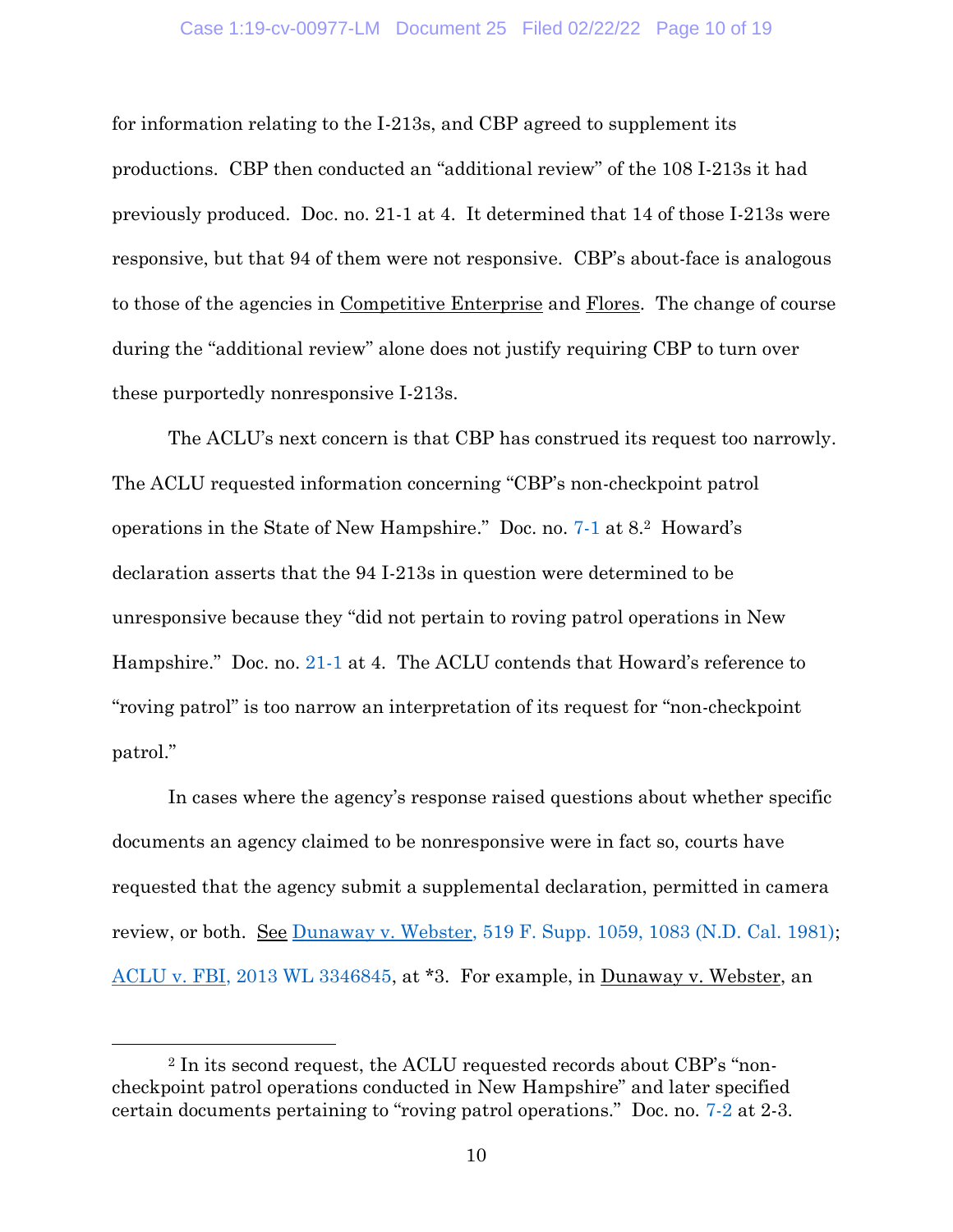for information relating to the I-213s, and CBP agreed to supplement its productions. CBP then conducted an "additional review" of the 108 I-213s it had previously produced. Doc. no. 21-1 at 4. It determined that 14 of those I-213s were responsive, but that 94 of them were not responsive. CBP's about-face is analogous to those of the agencies in Competitive Enterprise and Flores. The change of course during the "additional review" alone does not justify requiring CBP to turn over these purportedly nonresponsive I-213s.

The ACLU's next concern is that CBP has construed its request too narrowly. The ACLU requested information concerning "CBP's non-checkpoint patrol operations in the State of New Hampshire." Doc. no. 7-1 at 8.[2] Howard's declaration asserts that the 94 I-213s in question were determined to be unresponsive because they "did not pertain to roving patrol operations in New Hampshire." Doc. no. 21-1 at 4. The ACLU contends that Howard's reference to "roving patrol" is too narrow an interpretation of its request for "non-checkpoint patrol."

In cases where the agency's response raised questions about whether specific documents an agency claimed to be nonresponsive were in fact so, courts have requested that the agency submit a supplemental declaration, permitted in camera review, or both. See Dunaway v. Webster, 519 F. Supp. 1059, 1083 (N.D. Cal. 1981); ACLU v. FBI, 2013 WL 3346845, at *3. For example, in Dunaway v. Webster, an

---

[2] In its second request, the ACLU requested records about CBP's "non-checkpoint patrol operations conducted in New Hampshire" and later specified certain documents pertaining to "roving patrol operations." Doc. no. 7-2 at 2-3.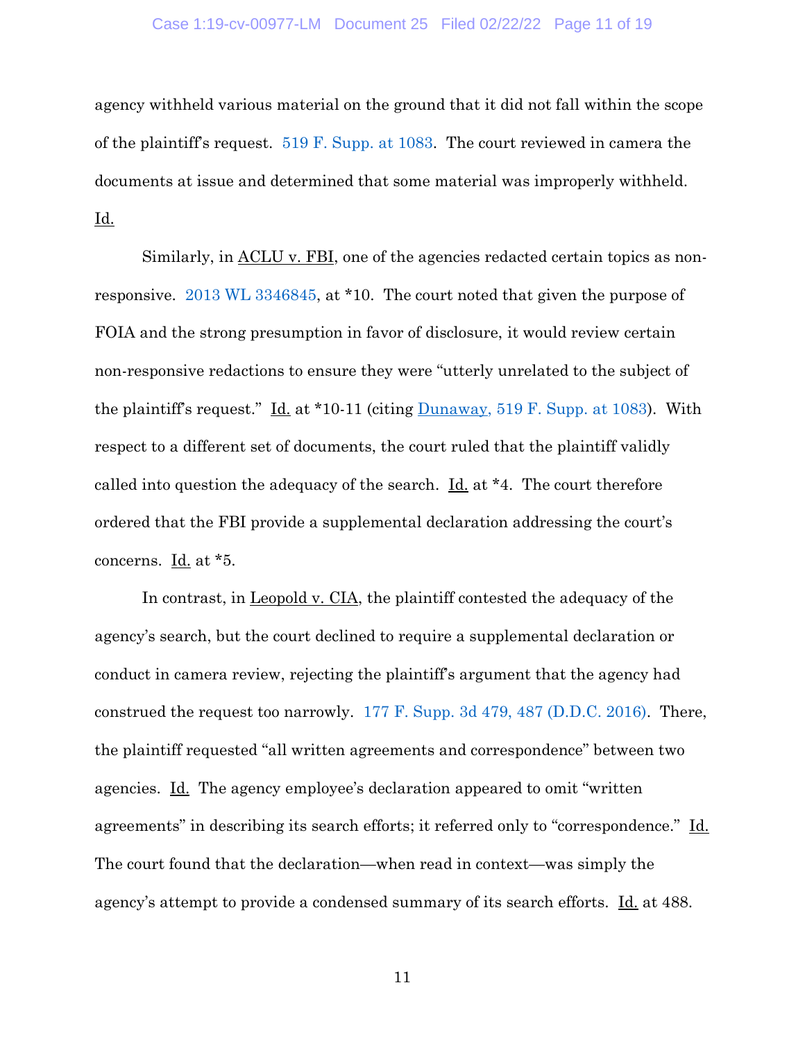agency withheld various material on the ground that it did not fall within the scope of the plaintiff's request. 519 F. Supp. at 1083. The court reviewed in camera the documents at issue and determined that some material was improperly withheld. Id.

Similarly, in ACLU v. FBI, one of the agencies redacted certain topics as non-responsive. 2013 WL 3346845, at *10. The court noted that given the purpose of FOIA and the strong presumption in favor of disclosure, it would review certain non-responsive redactions to ensure they were "utterly unrelated to the subject of the plaintiff's request." Id. at *10-11 (citing Dunaway, 519 F. Supp. at 1083). With respect to a different set of documents, the court ruled that the plaintiff validly called into question the adequacy of the search. Id. at *4. The court therefore ordered that the FBI provide a supplemental declaration addressing the court's concerns. Id. at *5.

In contrast, in Leopold v. CIA, the plaintiff contested the adequacy of the agency's search, but the court declined to require a supplemental declaration or conduct in camera review, rejecting the plaintiff's argument that the agency had construed the request too narrowly. 177 F. Supp. 3d 479, 487 (D.D.C. 2016). There, the plaintiff requested "all written agreements and correspondence" between two agencies. Id. The agency employee's declaration appeared to omit "written agreements" in describing its search efforts; it referred only to "correspondence." Id. The court found that the declaration—when read in context—was simply the agency's attempt to provide a condensed summary of its search efforts. Id. at 488.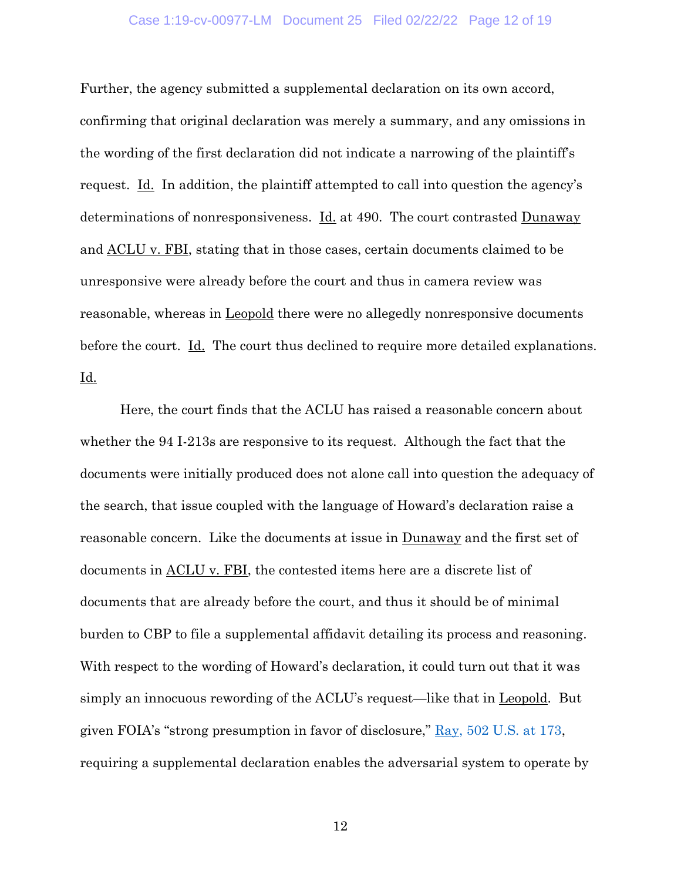Further, the agency submitted a supplemental declaration on its own accord, confirming that original declaration was merely a summary, and any omissions in the wording of the first declaration did not indicate a narrowing of the plaintiff's request. Id. In addition, the plaintiff attempted to call into question the agency's determinations of nonresponsiveness. Id. at 490. The court contrasted Dunaway and ACLU v. FBI, stating that in those cases, certain documents claimed to be unresponsive were already before the court and thus in camera review was reasonable, whereas in Leopold there were no allegedly nonresponsive documents before the court. Id. The court thus declined to require more detailed explanations. Id.

Here, the court finds that the ACLU has raised a reasonable concern about whether the 94 I-213s are responsive to its request. Although the fact that the documents were initially produced does not alone call into question the adequacy of the search, that issue coupled with the language of Howard's declaration raise a reasonable concern. Like the documents at issue in Dunaway and the first set of documents in ACLU v. FBI, the contested items here are a discrete list of documents that are already before the court, and thus it should be of minimal burden to CBP to file a supplemental affidavit detailing its process and reasoning. With respect to the wording of Howard's declaration, it could turn out that it was simply an innocuous rewording of the ACLU's request—like that in Leopold. But given FOIA's "strong presumption in favor of disclosure," Ray, 502 U.S. at 173, requiring a supplemental declaration enables the adversarial system to operate by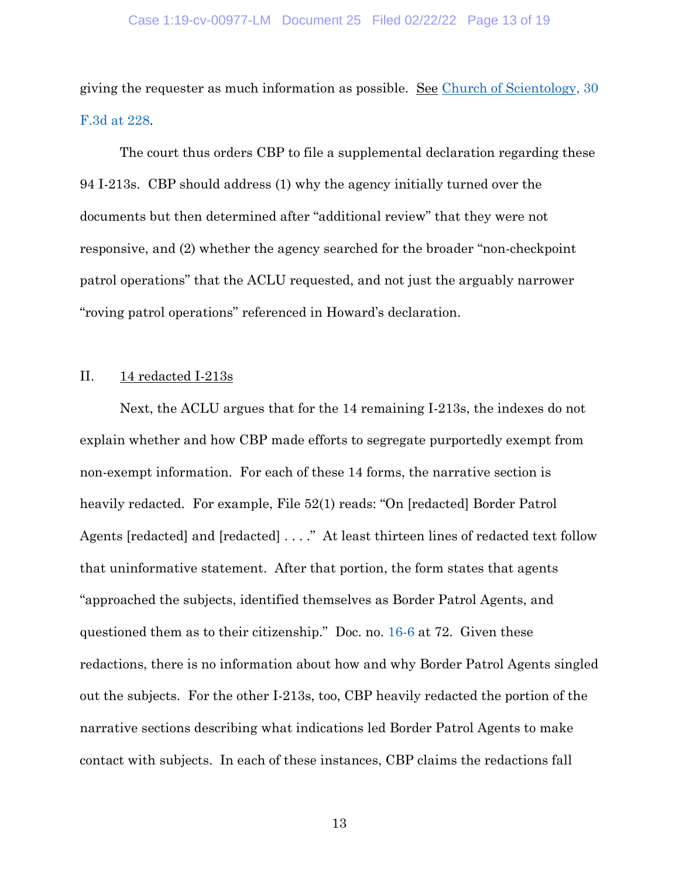giving the requester as much information as possible. See Church of Scientology, 30 F.3d at 228.

The court thus orders CBP to file a supplemental declaration regarding these 94 I-213s. CBP should address (1) why the agency initially turned over the documents but then determined after "additional review" that they were not responsive, and (2) whether the agency searched for the broader "non-checkpoint patrol operations" that the ACLU requested, and not just the arguably narrower "roving patrol operations" referenced in Howard's declaration.

## II. 14 redacted I-213s

Next, the ACLU argues that for the 14 remaining I-213s, the indexes do not explain whether and how CBP made efforts to segregate purportedly exempt from non-exempt information. For each of these 14 forms, the narrative section is heavily redacted. For example, File 52(1) reads: "On [redacted] Border Patrol Agents [redacted] and [redacted] . . . ." At least thirteen lines of redacted text follow that uninformative statement. After that portion, the form states that agents "approached the subjects, identified themselves as Border Patrol Agents, and questioned them as to their citizenship." Doc. no. 16-6 at 72. Given these redactions, there is no information about how and why Border Patrol Agents singled out the subjects. For the other I-213s, too, CBP heavily redacted the portion of the narrative sections describing what indications led Border Patrol Agents to make contact with subjects. In each of these instances, CBP claims the redactions fall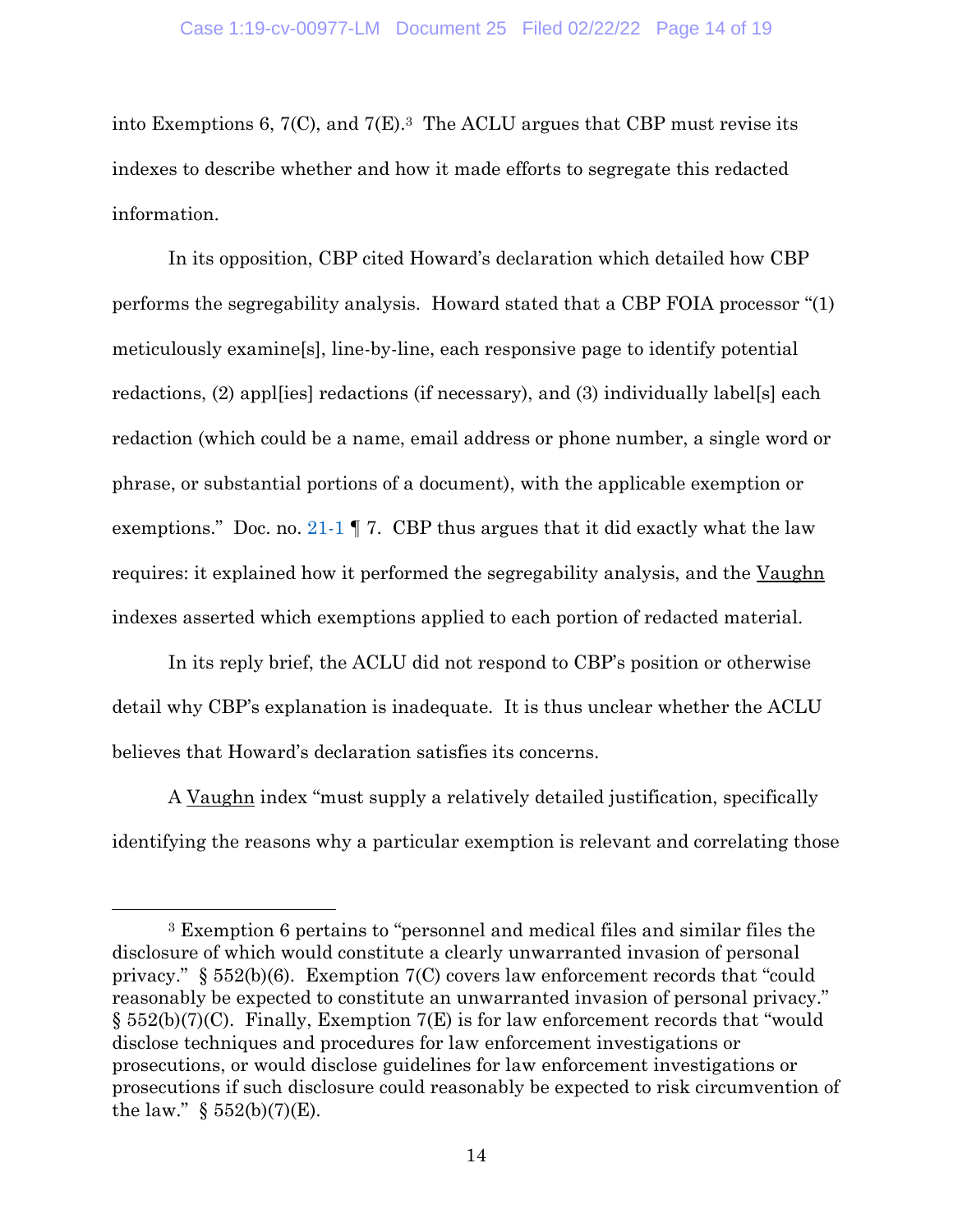into Exemptions 6, 7(C), and 7(E).[3] The ACLU argues that CBP must revise its indexes to describe whether and how it made efforts to segregate this redacted information.

In its opposition, CBP cited Howard's declaration which detailed how CBP performs the segregability analysis. Howard stated that a CBP FOIA processor "(1) meticulously examine[s], line-by-line, each responsive page to identify potential redactions, (2) appl[ies] redactions (if necessary), and (3) individually label[s] each redaction (which could be a name, email address or phone number, a single word or phrase, or substantial portions of a document), with the applicable exemption or exemptions." Doc. no. 21-1 ¶ 7. CBP thus argues that it did exactly what the law requires: it explained how it performed the segregability analysis, and the Vaughn indexes asserted which exemptions applied to each portion of redacted material.

In its reply brief, the ACLU did not respond to CBP's position or otherwise detail why CBP's explanation is inadequate. It is thus unclear whether the ACLU believes that Howard's declaration satisfies its concerns.

A Vaughn index "must supply a relatively detailed justification, specifically identifying the reasons why a particular exemption is relevant and correlating those

---

[3] Exemption 6 pertains to "personnel and medical files and similar files the disclosure of which would constitute a clearly unwarranted invasion of personal privacy." § 552(b)(6). Exemption 7(C) covers law enforcement records that "could reasonably be expected to constitute an unwarranted invasion of personal privacy." § 552(b)(7)(C). Finally, Exemption 7(E) is for law enforcement records that "would disclose techniques and procedures for law enforcement investigations or prosecutions, or would disclose guidelines for law enforcement investigations or prosecutions if such disclosure could reasonably be expected to risk circumvention of the law." § 552(b)(7)(E).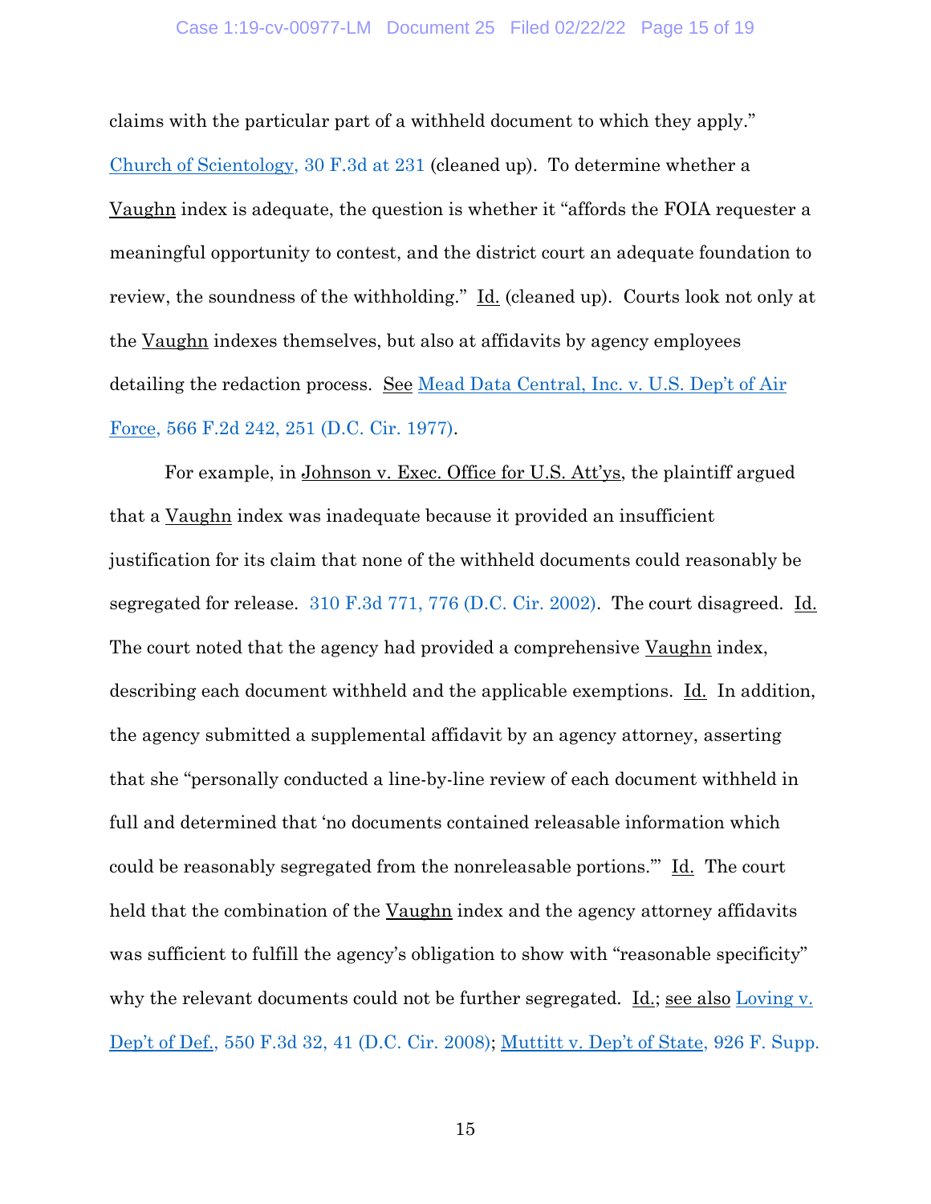claims with the particular part of a withheld document to which they apply." Church of Scientology, 30 F.3d at 231 (cleaned up). To determine whether a Vaughn index is adequate, the question is whether it "affords the FOIA requester a meaningful opportunity to contest, and the district court an adequate foundation to review, the soundness of the withholding." Id. (cleaned up). Courts look not only at the Vaughn indexes themselves, but also at affidavits by agency employees detailing the redaction process. See Mead Data Central, Inc. v. U.S. Dep't of Air Force, 566 F.2d 242, 251 (D.C. Cir. 1977).

For example, in Johnson v. Exec. Office for U.S. Att'ys, the plaintiff argued that a Vaughn index was inadequate because it provided an insufficient justification for its claim that none of the withheld documents could reasonably be segregated for release. 310 F.3d 771, 776 (D.C. Cir. 2002). The court disagreed. Id. The court noted that the agency had provided a comprehensive Vaughn index, describing each document withheld and the applicable exemptions. Id. In addition, the agency submitted a supplemental affidavit by an agency attorney, asserting that she "personally conducted a line-by-line review of each document withheld in full and determined that 'no documents contained releasable information which could be reasonably segregated from the nonreleasable portions.'" Id. The court held that the combination of the Vaughn index and the agency attorney affidavits was sufficient to fulfill the agency's obligation to show with "reasonable specificity" why the relevant documents could not be further segregated. Id.; see also Loving v. Dep't of Def., 550 F.3d 32, 41 (D.C. Cir. 2008); Muttitt v. Dep't of State, 926 F. Supp.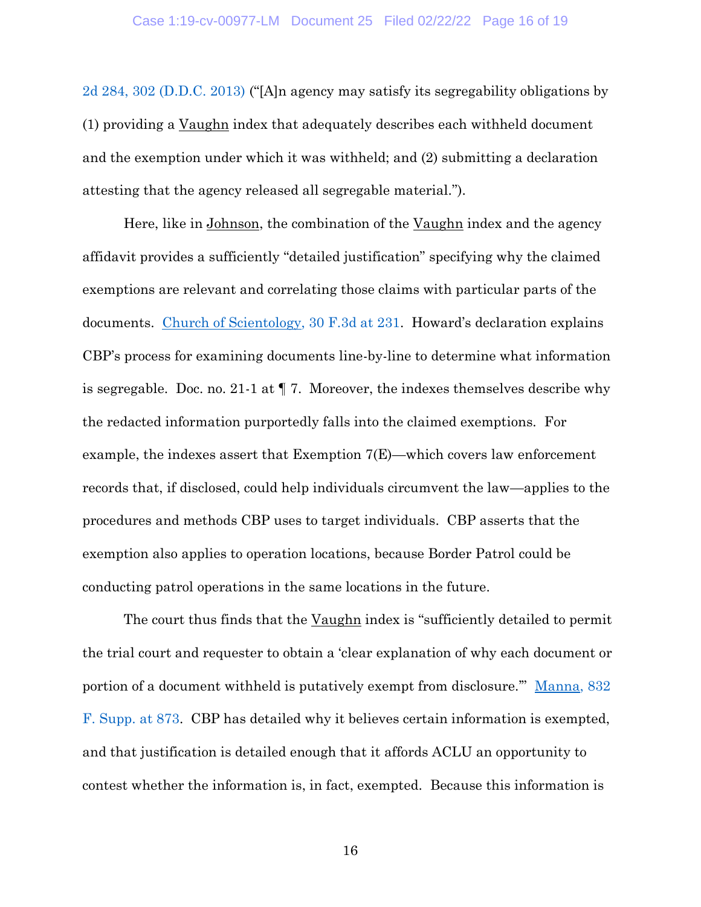2d 284, 302 (D.D.C. 2013) ("[A]n agency may satisfy its segregability obligations by (1) providing a Vaughn index that adequately describes each withheld document and the exemption under which it was withheld; and (2) submitting a declaration attesting that the agency released all segregable material.").

Here, like in Johnson, the combination of the Vaughn index and the agency affidavit provides a sufficiently "detailed justification" specifying why the claimed exemptions are relevant and correlating those claims with particular parts of the documents. Church of Scientology, 30 F.3d at 231. Howard's declaration explains CBP's process for examining documents line-by-line to determine what information is segregable. Doc. no. 21-1 at ¶ 7. Moreover, the indexes themselves describe why the redacted information purportedly falls into the claimed exemptions. For example, the indexes assert that Exemption 7(E)—which covers law enforcement records that, if disclosed, could help individuals circumvent the law—applies to the procedures and methods CBP uses to target individuals. CBP asserts that the exemption also applies to operation locations, because Border Patrol could be conducting patrol operations in the same locations in the future.

The court thus finds that the Vaughn index is "sufficiently detailed to permit the trial court and requester to obtain a 'clear explanation of why each document or portion of a document withheld is putatively exempt from disclosure.'" Manna, 832 F. Supp. at 873. CBP has detailed why it believes certain information is exempted, and that justification is detailed enough that it affords ACLU an opportunity to contest whether the information is, in fact, exempted. Because this information is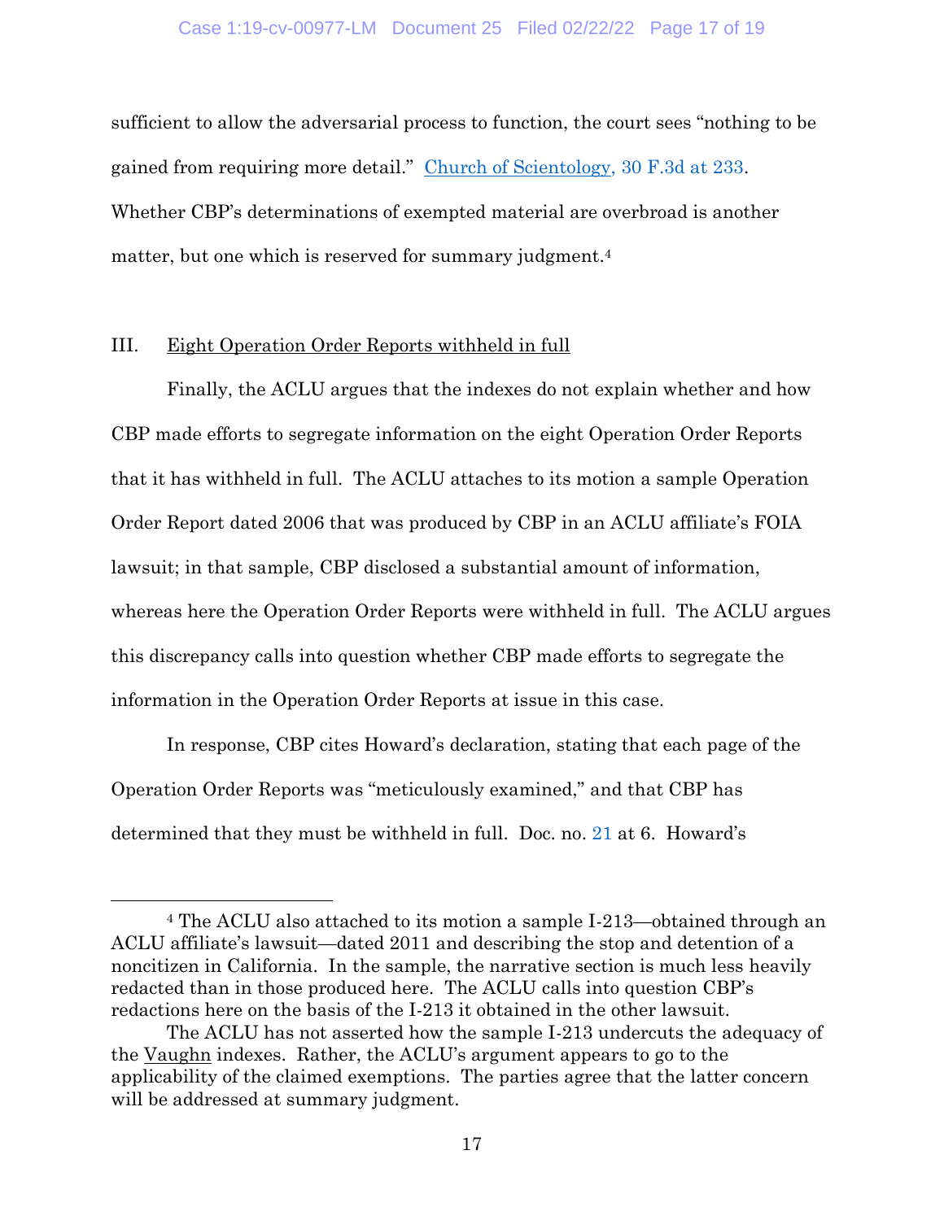sufficient to allow the adversarial process to function, the court sees "nothing to be gained from requiring more detail." Church of Scientology, 30 F.3d at 233. Whether CBP's determinations of exempted material are overbroad is another matter, but one which is reserved for summary judgment.[4]

## III. Eight Operation Order Reports withheld in full

Finally, the ACLU argues that the indexes do not explain whether and how CBP made efforts to segregate information on the eight Operation Order Reports that it has withheld in full. The ACLU attaches to its motion a sample Operation Order Report dated 2006 that was produced by CBP in an ACLU affiliate's FOIA lawsuit; in that sample, CBP disclosed a substantial amount of information, whereas here the Operation Order Reports were withheld in full. The ACLU argues this discrepancy calls into question whether CBP made efforts to segregate the information in the Operation Order Reports at issue in this case.

In response, CBP cites Howard's declaration, stating that each page of the Operation Order Reports was "meticulously examined," and that CBP has determined that they must be withheld in full. Doc. no. 21 at 6. Howard's

---

[4] The ACLU also attached to its motion a sample I-213—obtained through an ACLU affiliate's lawsuit—dated 2011 and describing the stop and detention of a noncitizen in California. In the sample, the narrative section is much less heavily redacted than in those produced here. The ACLU calls into question CBP's redactions here on the basis of the I-213 it obtained in the other lawsuit.

The ACLU has not asserted how the sample I-213 undercuts the adequacy of the Vaughn indexes. Rather, the ACLU's argument appears to go to the applicability of the claimed exemptions. The parties agree that the latter concern will be addressed at summary judgment.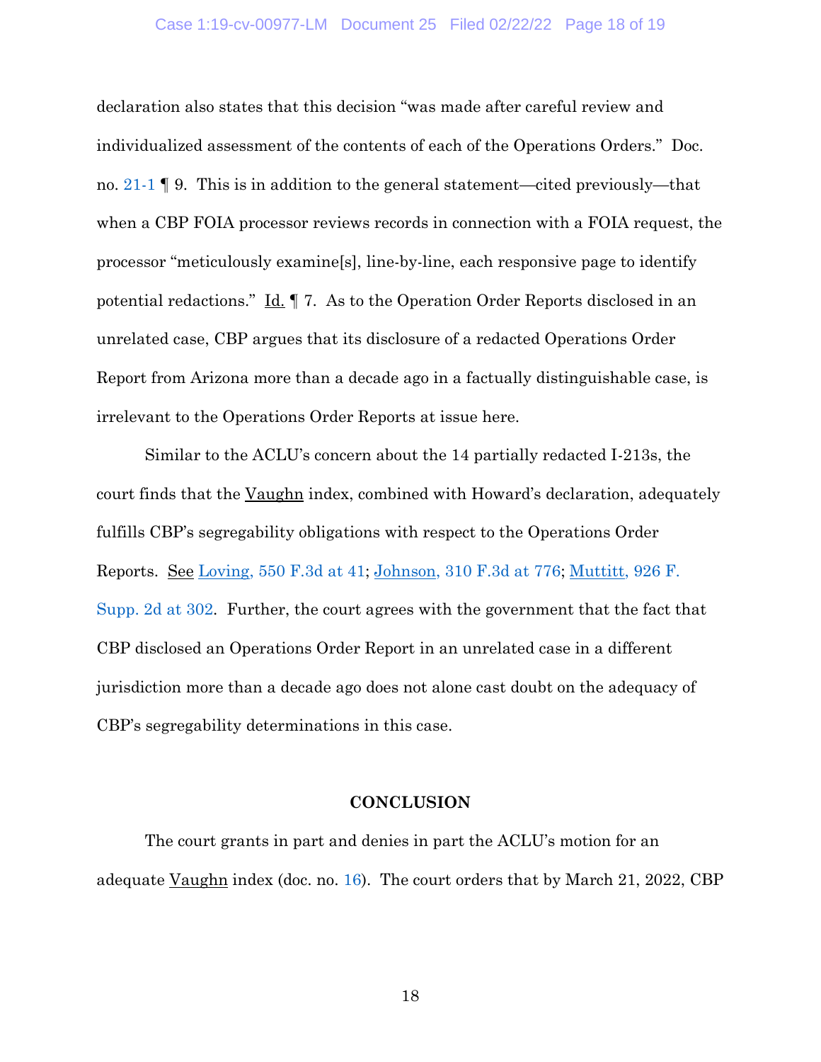declaration also states that this decision "was made after careful review and individualized assessment of the contents of each of the Operations Orders." Doc. no. 21-1 ¶ 9. This is in addition to the general statement—cited previously—that when a CBP FOIA processor reviews records in connection with a FOIA request, the processor "meticulously examine[s], line-by-line, each responsive page to identify potential redactions." Id. ¶ 7. As to the Operation Order Reports disclosed in an unrelated case, CBP argues that its disclosure of a redacted Operations Order Report from Arizona more than a decade ago in a factually distinguishable case, is irrelevant to the Operations Order Reports at issue here.

Similar to the ACLU's concern about the 14 partially redacted I-213s, the court finds that the Vaughn index, combined with Howard's declaration, adequately fulfills CBP's segregability obligations with respect to the Operations Order Reports. See Loving, 550 F.3d at 41; Johnson, 310 F.3d at 776; Muttitt, 926 F. Supp. 2d at 302. Further, the court agrees with the government that the fact that CBP disclosed an Operations Order Report in an unrelated case in a different jurisdiction more than a decade ago does not alone cast doubt on the adequacy of CBP's segregability determinations in this case.

## CONCLUSION

The court grants in part and denies in part the ACLU's motion for an adequate Vaughn index (doc. no. 16). The court orders that by March 21, 2022, CBP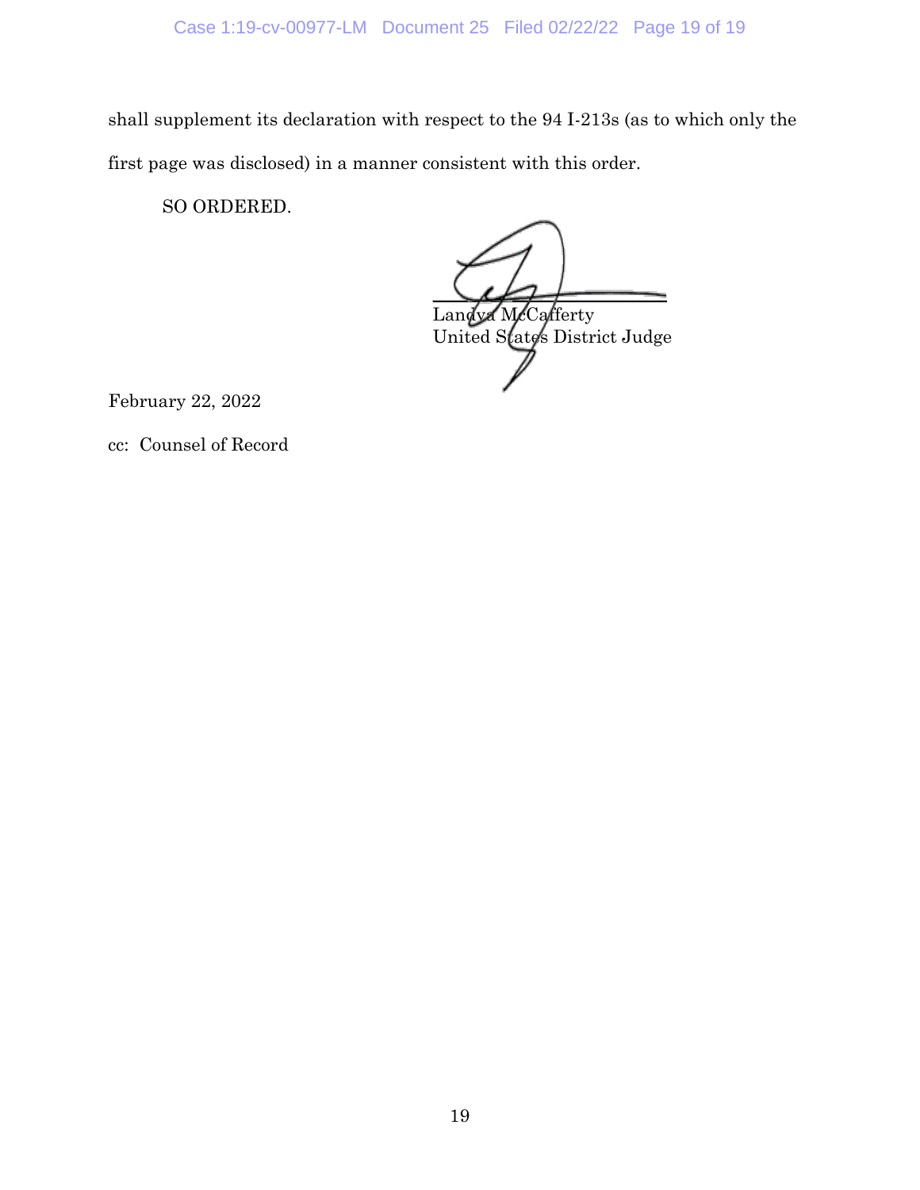shall supplement its declaration with respect to the 94 I-213s (as to which only the first page was disclosed) in a manner consistent with this order.

SO ORDERED.

Landya McCafferty
United States District Judge

February 22, 2022

cc: Counsel of Record